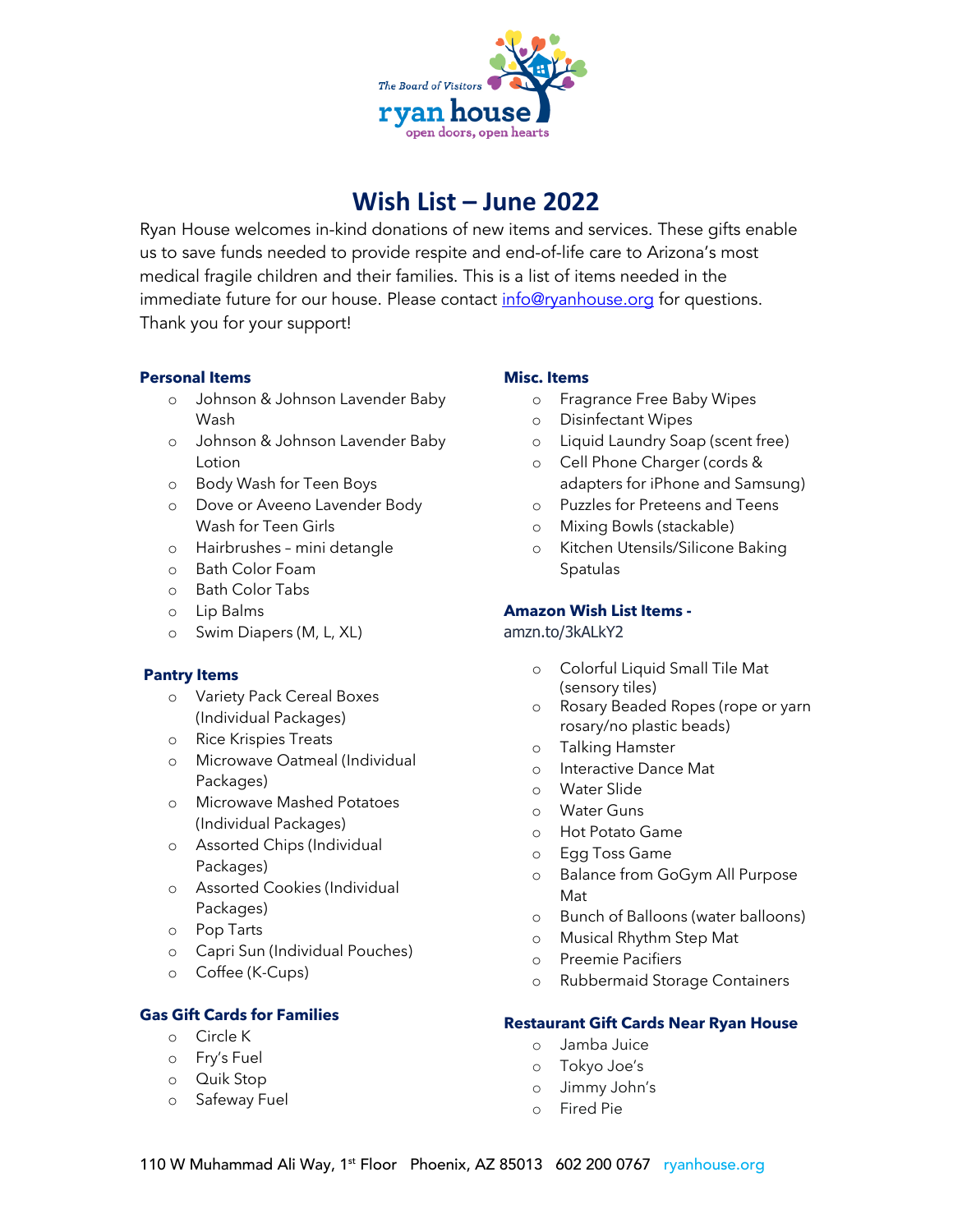The Board of Visitors
ryan house
open doors, open hearts

# Wish List – June 2022

Ryan House welcomes in-kind donations of new items and services. These gifts enable us to save funds needed to provide respite and end-of-life care to Arizona's most medical fragile children and their families. This is a list of items needed in the immediate future for our house. Please contact info@ryanhouse.org for questions. Thank you for your support!

### Personal Items

- Johnson & Johnson Lavender Baby Wash
- Johnson & Johnson Lavender Baby Lotion
- Body Wash for Teen Boys
- Dove or Aveeno Lavender Body Wash for Teen Girls
- Hairbrushes – mini detangle
- Bath Color Foam
- Bath Color Tabs
- Lip Balms
- Swim Diapers (M, L, XL)

### Pantry Items

- Variety Pack Cereal Boxes (Individual Packages)
- Rice Krispies Treats
- Microwave Oatmeal (Individual Packages)
- Microwave Mashed Potatoes (Individual Packages)
- Assorted Chips (Individual Packages)
- Assorted Cookies (Individual Packages)
- Pop Tarts
- Capri Sun (Individual Pouches)
- Coffee (K-Cups)

### Gas Gift Cards for Families

- Circle K
- Fry's Fuel
- Quik Stop
- Safeway Fuel

### Misc. Items

- Fragrance Free Baby Wipes
- Disinfectant Wipes
- Liquid Laundry Soap (scent free)
- Cell Phone Charger (cords & adapters for iPhone and Samsung)
- Puzzles for Preteens and Teens
- Mixing Bowls (stackable)
- Kitchen Utensils/Silicone Baking Spatulas

### Amazon Wish List Items -

amzn.to/3kALkY2

- Colorful Liquid Small Tile Mat (sensory tiles)
- Rosary Beaded Ropes (rope or yarn rosary/no plastic beads)
- Talking Hamster
- Interactive Dance Mat
- Water Slide
- Water Guns
- Hot Potato Game
- Egg Toss Game
- Balance from GoGym All Purpose Mat
- Bunch of Balloons (water balloons)
- Musical Rhythm Step Mat
- Preemie Pacifiers
- Rubbermaid Storage Containers

### Restaurant Gift Cards Near Ryan House

- Jamba Juice
- Tokyo Joe's
- Jimmy John's
- Fired Pie

110 W Muhammad Ali Way, 1st Floor Phoenix, AZ 85013 602 200 0767 ryanhouse.org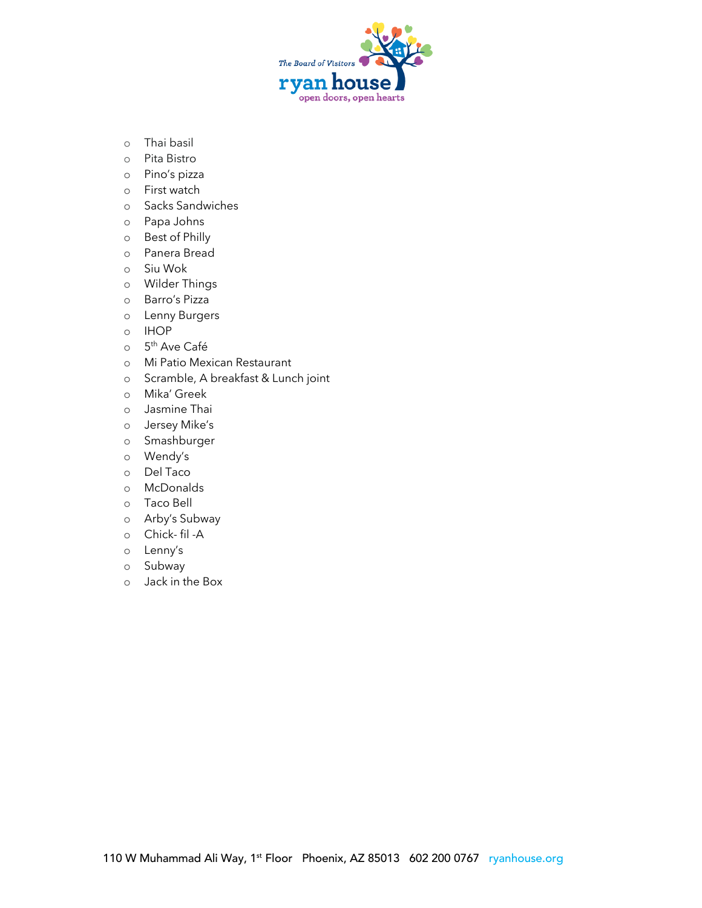- Thai basil
- Pita Bistro
- Pino's pizza
- First watch
- Sacks Sandwiches
- Papa Johns
- Best of Philly
- Panera Bread
- Siu Wok
- Wilder Things
- Barro's Pizza
- Lenny Burgers
- IHOP
- 5th Ave Café
- Mi Patio Mexican Restaurant
- Scramble, A breakfast & Lunch joint
- Mika' Greek
- Jasmine Thai
- Jersey Mike's
- Smashburger
- Wendy's
- Del Taco
- McDonalds
- Taco Bell
- Arby's Subway
- Chick- fil -A
- Lenny's
- Subway
- Jack in the Box